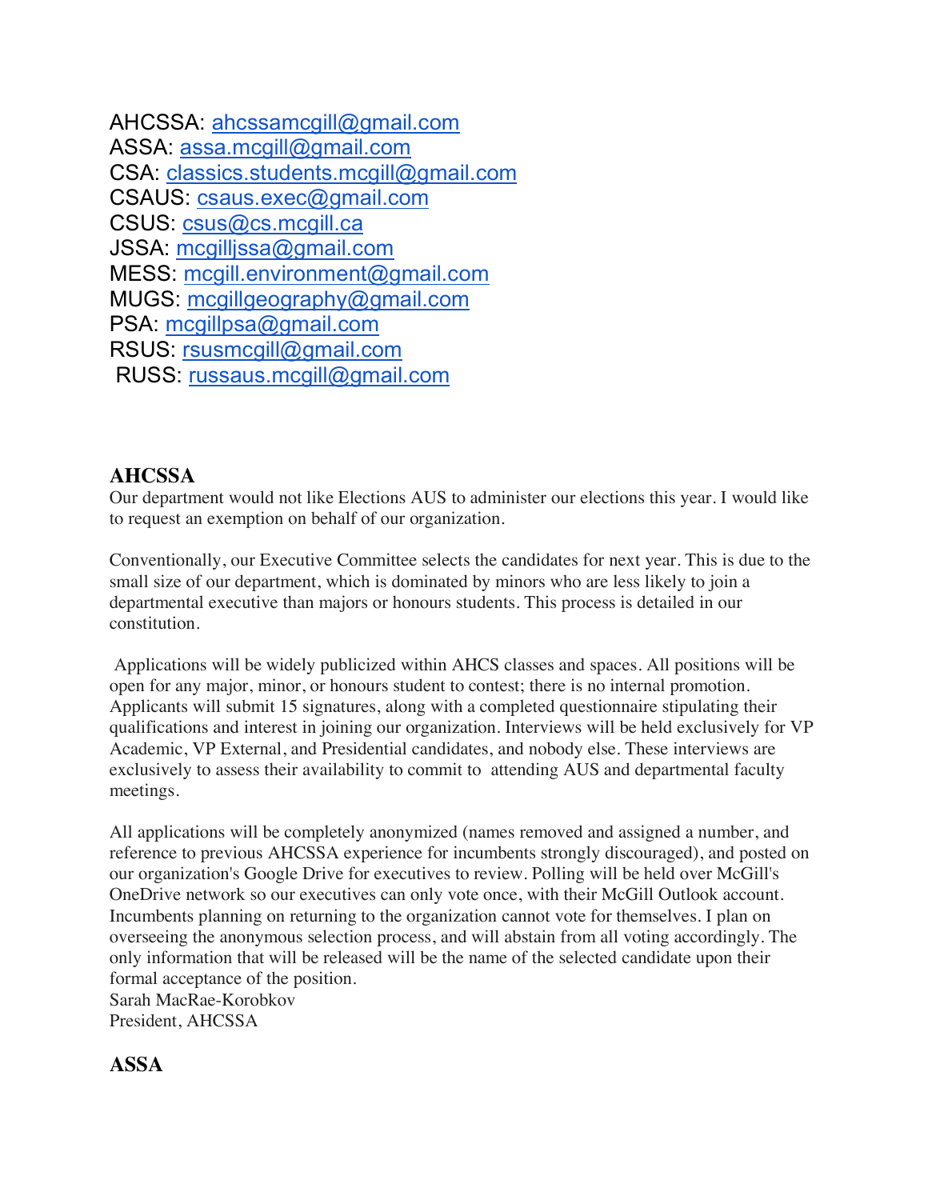AHCSSA: ahcssamcgill@gmail.com
ASSA: assa.mcgill@gmail.com
CSA: classics.students.mcgill@gmail.com
CSAUS: csaus.exec@gmail.com
CSUS: csus@cs.mcgill.ca
JSSA: mcgilljssa@gmail.com
MESS: mcgill.environment@gmail.com
MUGS: mcgillgeography@gmail.com
PSA: mcgillpsa@gmail.com
RSUS: rsusmcgill@gmail.com
RUSS: russaus.mcgill@gmail.com

## AHCSSA

Our department would not like Elections AUS to administer our elections this year. I would like to request an exemption on behalf of our organization.

Conventionally, our Executive Committee selects the candidates for next year. This is due to the small size of our department, which is dominated by minors who are less likely to join a departmental executive than majors or honours students. This process is detailed in our constitution.

Applications will be widely publicized within AHCS classes and spaces. All positions will be open for any major, minor, or honours student to contest; there is no internal promotion. Applicants will submit 15 signatures, along with a completed questionnaire stipulating their qualifications and interest in joining our organization. Interviews will be held exclusively for VP Academic, VP External, and Presidential candidates, and nobody else. These interviews are exclusively to assess their availability to commit to attending AUS and departmental faculty meetings.

All applications will be completely anonymized (names removed and assigned a number, and reference to previous AHCSSA experience for incumbents strongly discouraged), and posted on our organization's Google Drive for executives to review. Polling will be held over McGill's OneDrive network so our executives can only vote once, with their McGill Outlook account. Incumbents planning on returning to the organization cannot vote for themselves. I plan on overseeing the anonymous selection process, and will abstain from all voting accordingly. The only information that will be released will be the name of the selected candidate upon their formal acceptance of the position.
Sarah MacRae-Korobkov
President, AHCSSA

## ASSA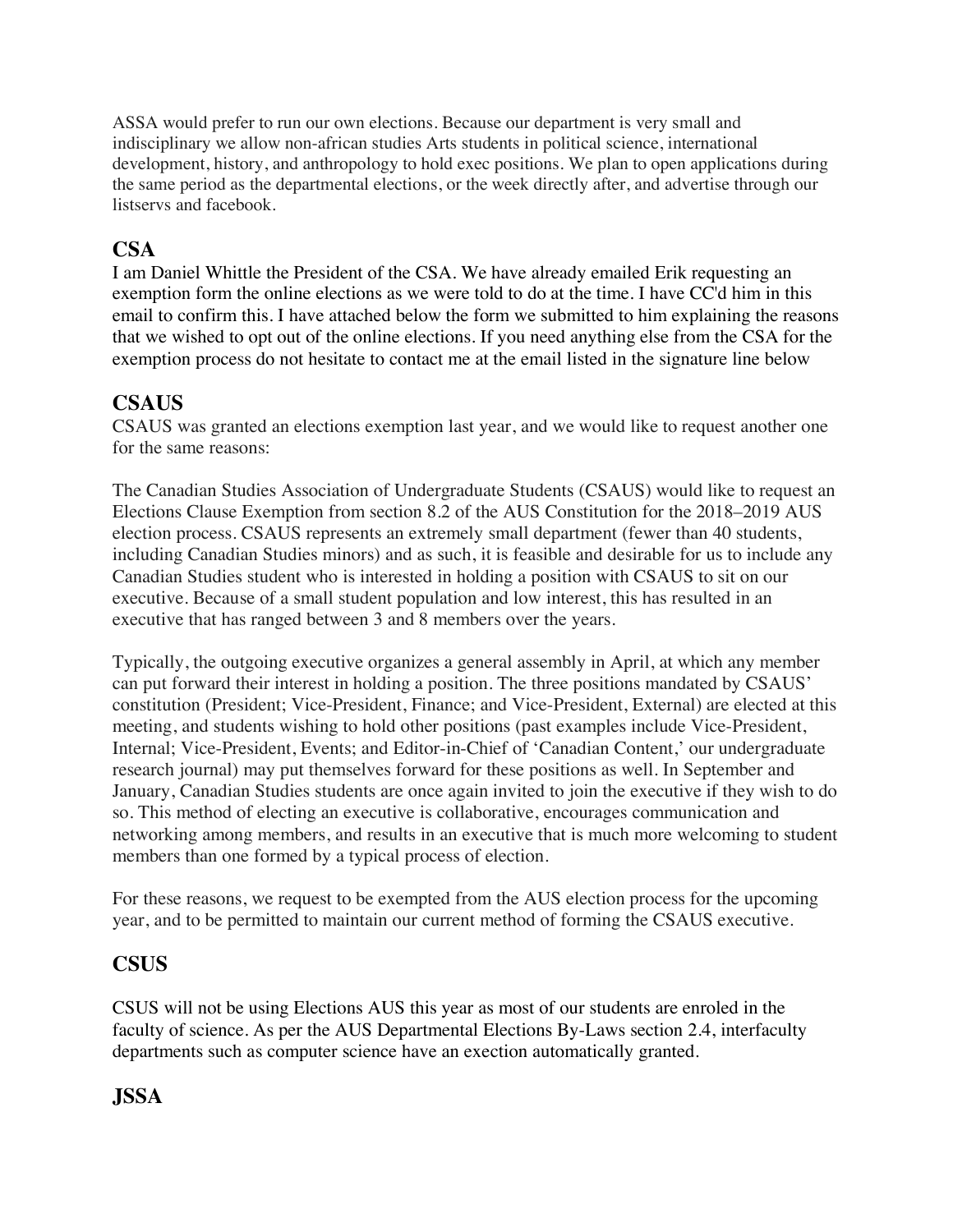ASSA would prefer to run our own elections. Because our department is very small and indisciplinary we allow non-african studies Arts students in political science, international development, history, and anthropology to hold exec positions. We plan to open applications during the same period as the departmental elections, or the week directly after, and advertise through our listservs and facebook.

## CSA

I am Daniel Whittle the President of the CSA. We have already emailed Erik requesting an exemption form the online elections as we were told to do at the time. I have CC'd him in this email to confirm this. I have attached below the form we submitted to him explaining the reasons that we wished to opt out of the online elections. If you need anything else from the CSA for the exemption process do not hesitate to contact me at the email listed in the signature line below

## CSAUS

CSAUS was granted an elections exemption last year, and we would like to request another one for the same reasons:

The Canadian Studies Association of Undergraduate Students (CSAUS) would like to request an Elections Clause Exemption from section 8.2 of the AUS Constitution for the 2018–2019 AUS election process. CSAUS represents an extremely small department (fewer than 40 students, including Canadian Studies minors) and as such, it is feasible and desirable for us to include any Canadian Studies student who is interested in holding a position with CSAUS to sit on our executive. Because of a small student population and low interest, this has resulted in an executive that has ranged between 3 and 8 members over the years.

Typically, the outgoing executive organizes a general assembly in April, at which any member can put forward their interest in holding a position. The three positions mandated by CSAUS' constitution (President; Vice-President, Finance; and Vice-President, External) are elected at this meeting, and students wishing to hold other positions (past examples include Vice-President, Internal; Vice-President, Events; and Editor-in-Chief of 'Canadian Content,' our undergraduate research journal) may put themselves forward for these positions as well. In September and January, Canadian Studies students are once again invited to join the executive if they wish to do so. This method of electing an executive is collaborative, encourages communication and networking among members, and results in an executive that is much more welcoming to student members than one formed by a typical process of election.

For these reasons, we request to be exempted from the AUS election process for the upcoming year, and to be permitted to maintain our current method of forming the CSAUS executive.

## CSUS

CSUS will not be using Elections AUS this year as most of our students are enroled in the faculty of science. As per the AUS Departmental Elections By-Laws section 2.4, interfaculty departments such as computer science have an exection automatically granted.

## JSSA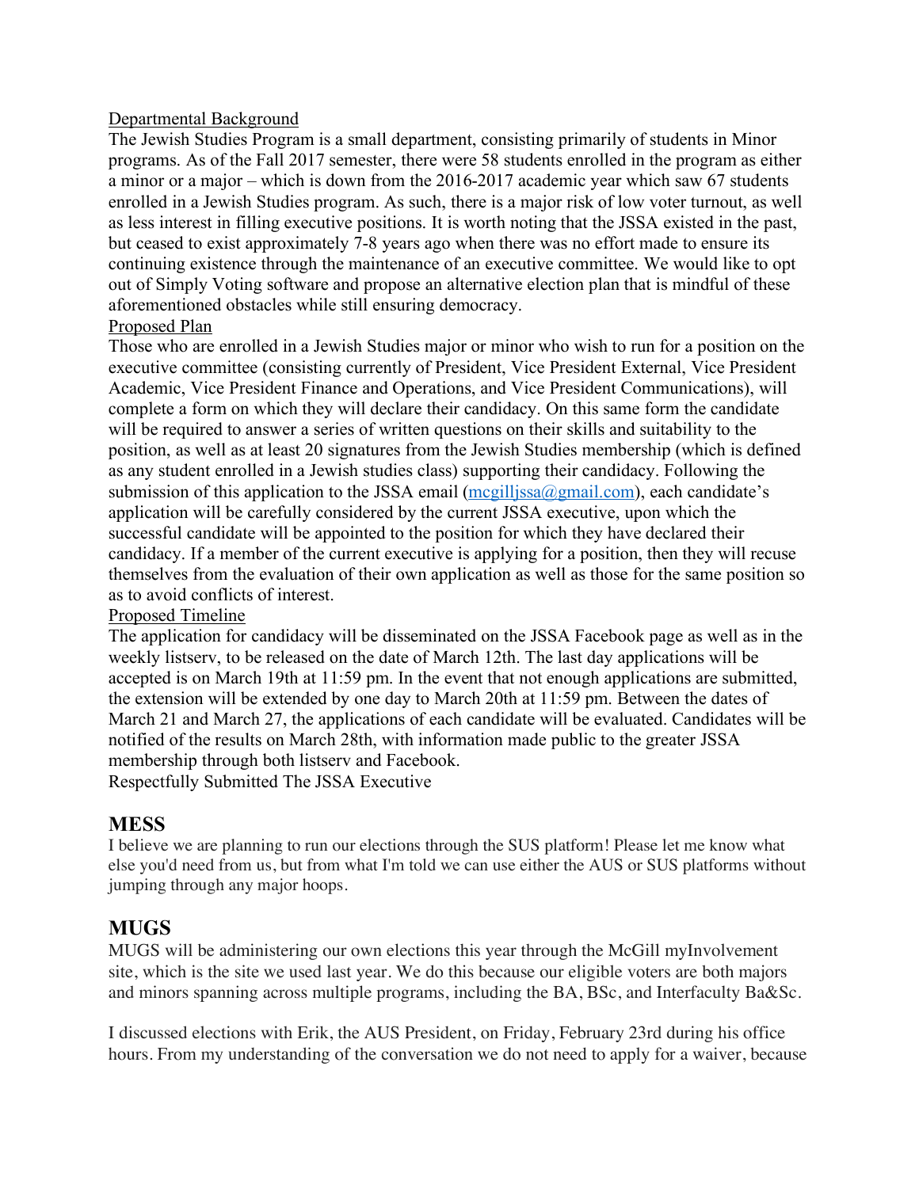Departmental Background

The Jewish Studies Program is a small department, consisting primarily of students in Minor programs. As of the Fall 2017 semester, there were 58 students enrolled in the program as either a minor or a major – which is down from the 2016-2017 academic year which saw 67 students enrolled in a Jewish Studies program. As such, there is a major risk of low voter turnout, as well as less interest in filling executive positions. It is worth noting that the JSSA existed in the past, but ceased to exist approximately 7-8 years ago when there was no effort made to ensure its continuing existence through the maintenance of an executive committee. We would like to opt out of Simply Voting software and propose an alternative election plan that is mindful of these aforementioned obstacles while still ensuring democracy.

Proposed Plan

Those who are enrolled in a Jewish Studies major or minor who wish to run for a position on the executive committee (consisting currently of President, Vice President External, Vice President Academic, Vice President Finance and Operations, and Vice President Communications), will complete a form on which they will declare their candidacy. On this same form the candidate will be required to answer a series of written questions on their skills and suitability to the position, as well as at least 20 signatures from the Jewish Studies membership (which is defined as any student enrolled in a Jewish studies class) supporting their candidacy. Following the submission of this application to the JSSA email (mcgilljssa@gmail.com), each candidate's application will be carefully considered by the current JSSA executive, upon which the successful candidate will be appointed to the position for which they have declared their candidacy. If a member of the current executive is applying for a position, then they will recuse themselves from the evaluation of their own application as well as those for the same position so as to avoid conflicts of interest.

Proposed Timeline

The application for candidacy will be disseminated on the JSSA Facebook page as well as in the weekly listserv, to be released on the date of March 12th. The last day applications will be accepted is on March 19th at 11:59 pm. In the event that not enough applications are submitted, the extension will be extended by one day to March 20th at 11:59 pm. Between the dates of March 21 and March 27, the applications of each candidate will be evaluated. Candidates will be notified of the results on March 28th, with information made public to the greater JSSA membership through both listserv and Facebook.

Respectfully Submitted The JSSA Executive

## MESS

I believe we are planning to run our elections through the SUS platform! Please let me know what else you'd need from us, but from what I'm told we can use either the AUS or SUS platforms without jumping through any major hoops.

## MUGS

MUGS will be administering our own elections this year through the McGill myInvolvement site, which is the site we used last year. We do this because our eligible voters are both majors and minors spanning across multiple programs, including the BA, BSc, and Interfaculty Ba&Sc.

I discussed elections with Erik, the AUS President, on Friday, February 23rd during his office hours. From my understanding of the conversation we do not need to apply for a waiver, because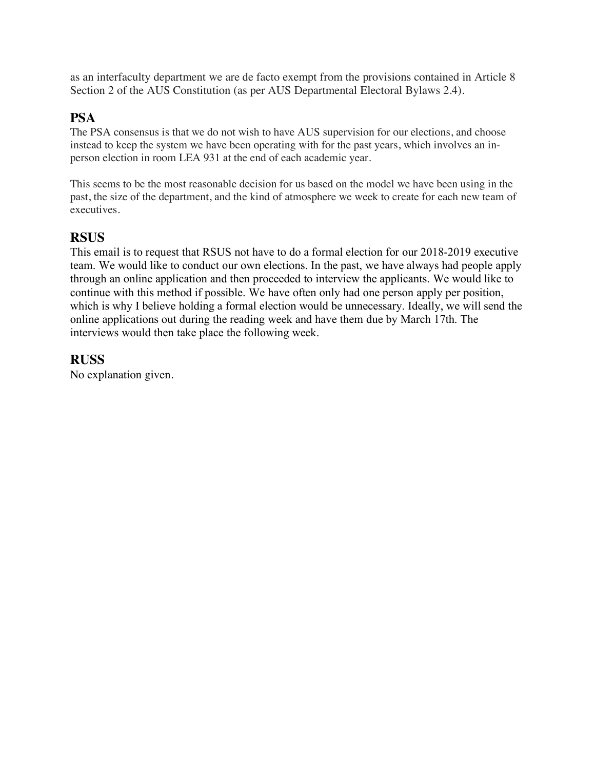as an interfaculty department we are de facto exempt from the provisions contained in Article 8 Section 2 of the AUS Constitution (as per AUS Departmental Electoral Bylaws 2.4).

## PSA

The PSA consensus is that we do not wish to have AUS supervision for our elections, and choose instead to keep the system we have been operating with for the past years, which involves an in-person election in room LEA 931 at the end of each academic year.

This seems to be the most reasonable decision for us based on the model we have been using in the past, the size of the department, and the kind of atmosphere we week to create for each new team of executives.

## RSUS

This email is to request that RSUS not have to do a formal election for our 2018-2019 executive team. We would like to conduct our own elections. In the past, we have always had people apply through an online application and then proceeded to interview the applicants. We would like to continue with this method if possible. We have often only had one person apply per position, which is why I believe holding a formal election would be unnecessary. Ideally, we will send the online applications out during the reading week and have them due by March 17th. The interviews would then take place the following week.

## RUSS

No explanation given.